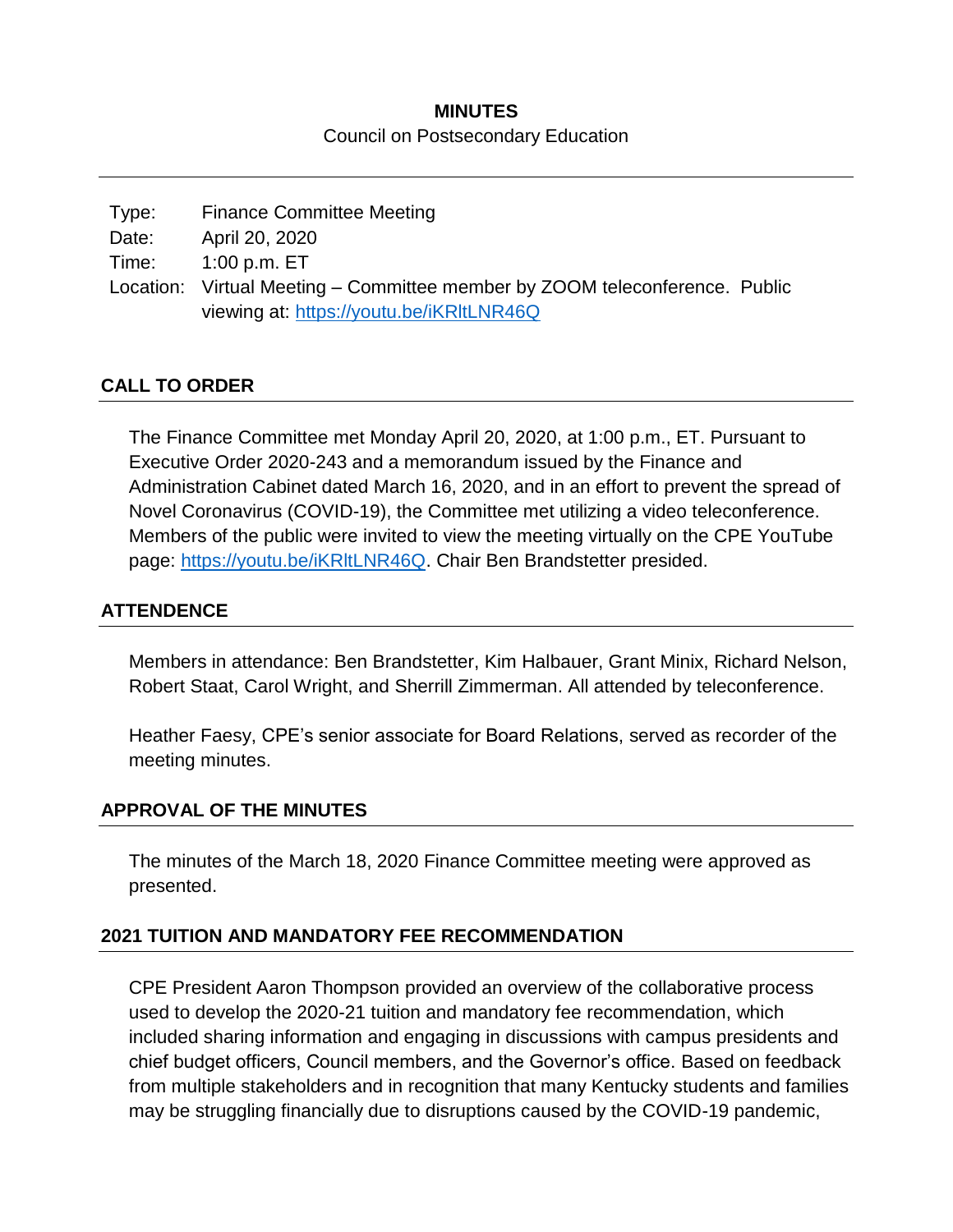# MINUTES

Council on Postsecondary Education

| | |
|---|---|
| Type: | Finance Committee Meeting |
| Date: | April 20, 2020 |
| Time: | 1:00 p.m. ET |
| Location: | Virtual Meeting – Committee member by ZOOM teleconference. Public viewing at: https://youtu.be/iKRltLNR46Q |

## CALL TO ORDER

The Finance Committee met Monday April 20, 2020, at 1:00 p.m., ET. Pursuant to Executive Order 2020-243 and a memorandum issued by the Finance and Administration Cabinet dated March 16, 2020, and in an effort to prevent the spread of Novel Coronavirus (COVID-19), the Committee met utilizing a video teleconference. Members of the public were invited to view the meeting virtually on the CPE YouTube page: https://youtu.be/iKRltLNR46Q. Chair Ben Brandstetter presided.

## ATTENDENCE

Members in attendance: Ben Brandstetter, Kim Halbauer, Grant Minix, Richard Nelson, Robert Staat, Carol Wright, and Sherrill Zimmerman. All attended by teleconference.

Heather Faesy, CPE's senior associate for Board Relations, served as recorder of the meeting minutes.

## APPROVAL OF THE MINUTES

The minutes of the March 18, 2020 Finance Committee meeting were approved as presented.

## 2021 TUITION AND MANDATORY FEE RECOMMENDATION

CPE President Aaron Thompson provided an overview of the collaborative process used to develop the 2020-21 tuition and mandatory fee recommendation, which included sharing information and engaging in discussions with campus presidents and chief budget officers, Council members, and the Governor's office. Based on feedback from multiple stakeholders and in recognition that many Kentucky students and families may be struggling financially due to disruptions caused by the COVID-19 pandemic,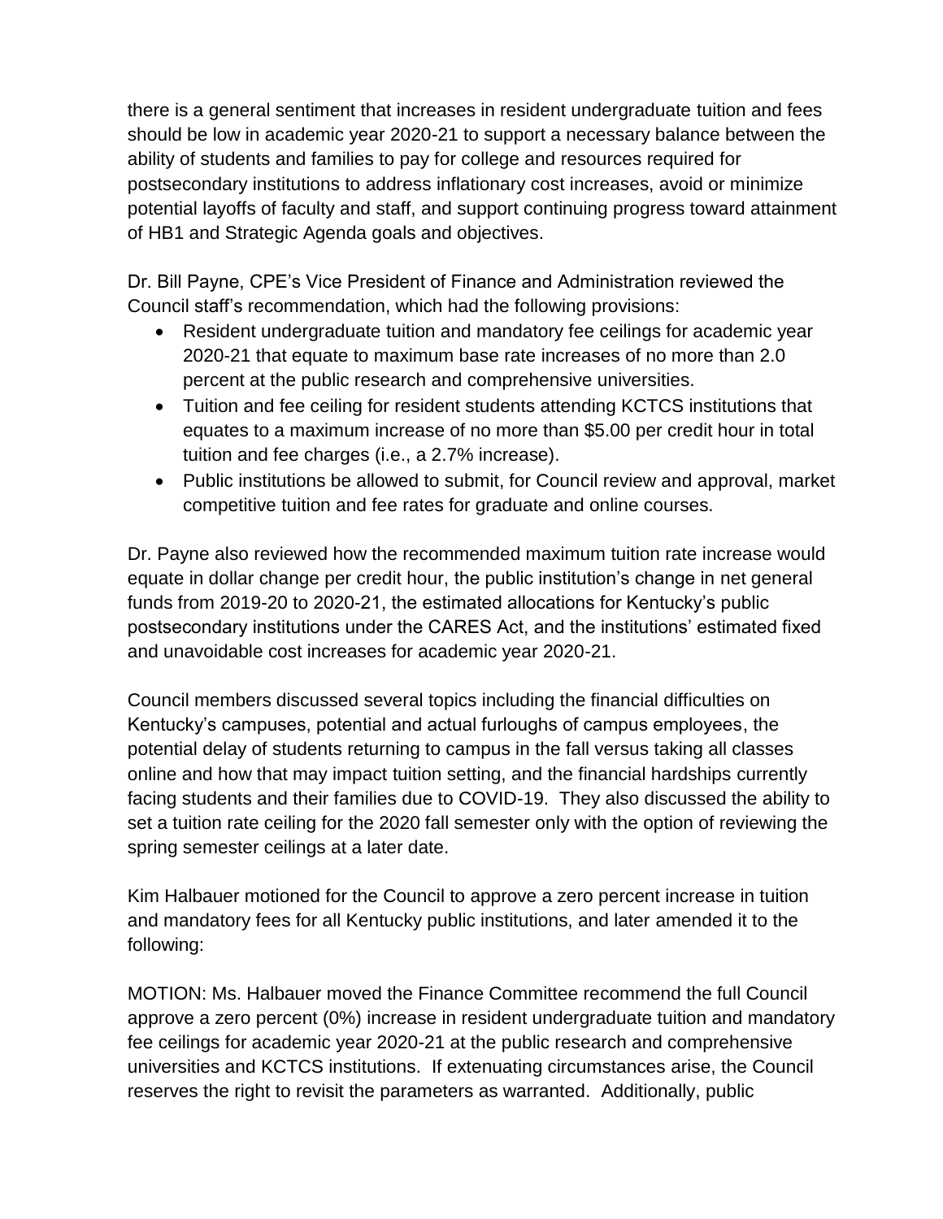there is a general sentiment that increases in resident undergraduate tuition and fees should be low in academic year 2020-21 to support a necessary balance between the ability of students and families to pay for college and resources required for postsecondary institutions to address inflationary cost increases, avoid or minimize potential layoffs of faculty and staff, and support continuing progress toward attainment of HB1 and Strategic Agenda goals and objectives.

Dr. Bill Payne, CPE's Vice President of Finance and Administration reviewed the Council staff's recommendation, which had the following provisions:

- Resident undergraduate tuition and mandatory fee ceilings for academic year 2020-21 that equate to maximum base rate increases of no more than 2.0 percent at the public research and comprehensive universities.
- Tuition and fee ceiling for resident students attending KCTCS institutions that equates to a maximum increase of no more than $5.00 per credit hour in total tuition and fee charges (i.e., a 2.7% increase).
- Public institutions be allowed to submit, for Council review and approval, market competitive tuition and fee rates for graduate and online courses.

Dr. Payne also reviewed how the recommended maximum tuition rate increase would equate in dollar change per credit hour, the public institution's change in net general funds from 2019-20 to 2020-21, the estimated allocations for Kentucky's public postsecondary institutions under the CARES Act, and the institutions' estimated fixed and unavoidable cost increases for academic year 2020-21.

Council members discussed several topics including the financial difficulties on Kentucky's campuses, potential and actual furloughs of campus employees, the potential delay of students returning to campus in the fall versus taking all classes online and how that may impact tuition setting, and the financial hardships currently facing students and their families due to COVID-19. They also discussed the ability to set a tuition rate ceiling for the 2020 fall semester only with the option of reviewing the spring semester ceilings at a later date.

Kim Halbauer motioned for the Council to approve a zero percent increase in tuition and mandatory fees for all Kentucky public institutions, and later amended it to the following:

MOTION: Ms. Halbauer moved the Finance Committee recommend the full Council approve a zero percent (0%) increase in resident undergraduate tuition and mandatory fee ceilings for academic year 2020-21 at the public research and comprehensive universities and KCTCS institutions. If extenuating circumstances arise, the Council reserves the right to revisit the parameters as warranted. Additionally, public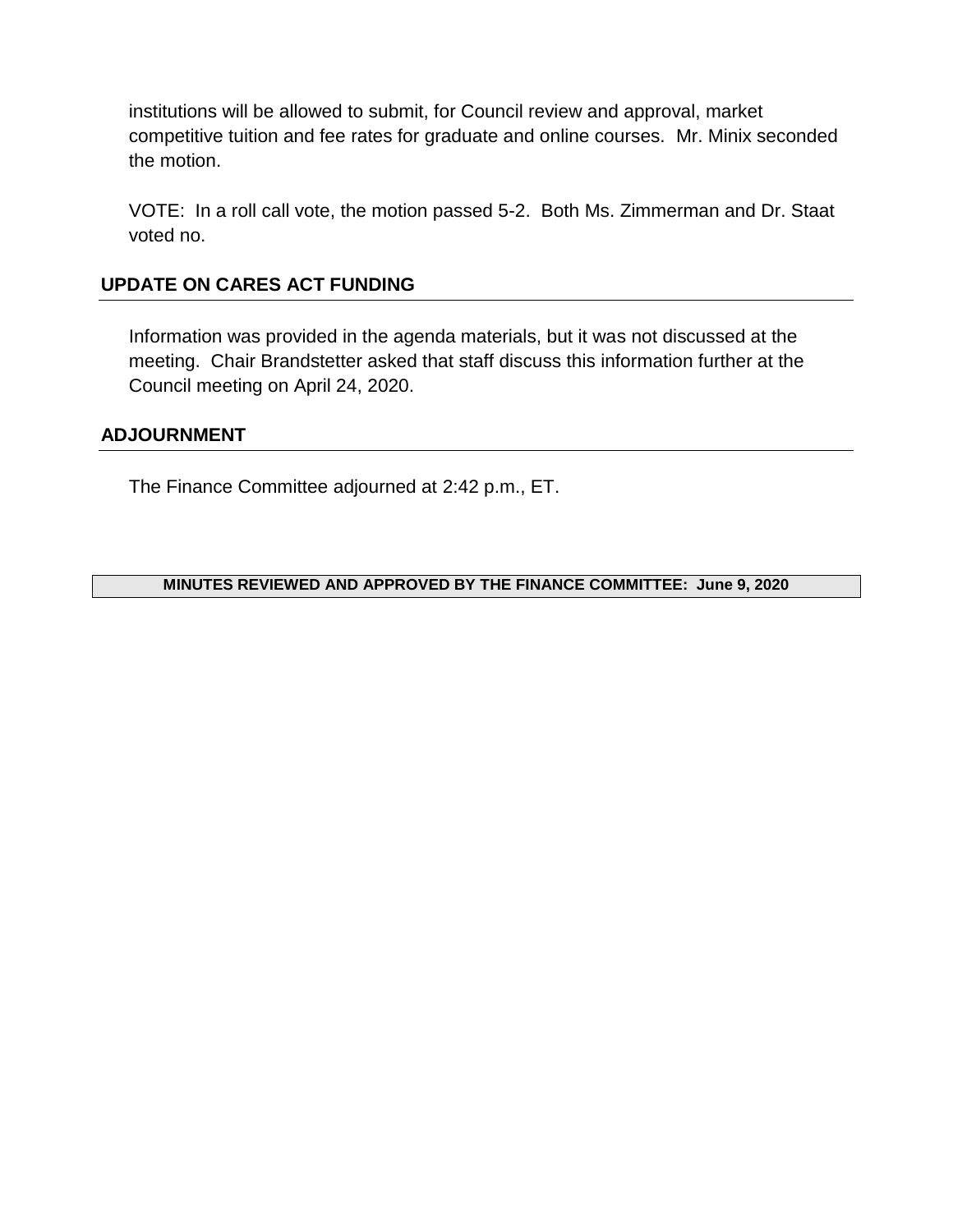institutions will be allowed to submit, for Council review and approval, market competitive tuition and fee rates for graduate and online courses. Mr. Minix seconded the motion.

VOTE: In a roll call vote, the motion passed 5-2. Both Ms. Zimmerman and Dr. Staat voted no.

## UPDATE ON CARES ACT FUNDING

Information was provided in the agenda materials, but it was not discussed at the meeting. Chair Brandstetter asked that staff discuss this information further at the Council meeting on April 24, 2020.

## ADJOURNMENT

The Finance Committee adjourned at 2:42 p.m., ET.

**MINUTES REVIEWED AND APPROVED BY THE FINANCE COMMITTEE: June 9, 2020**